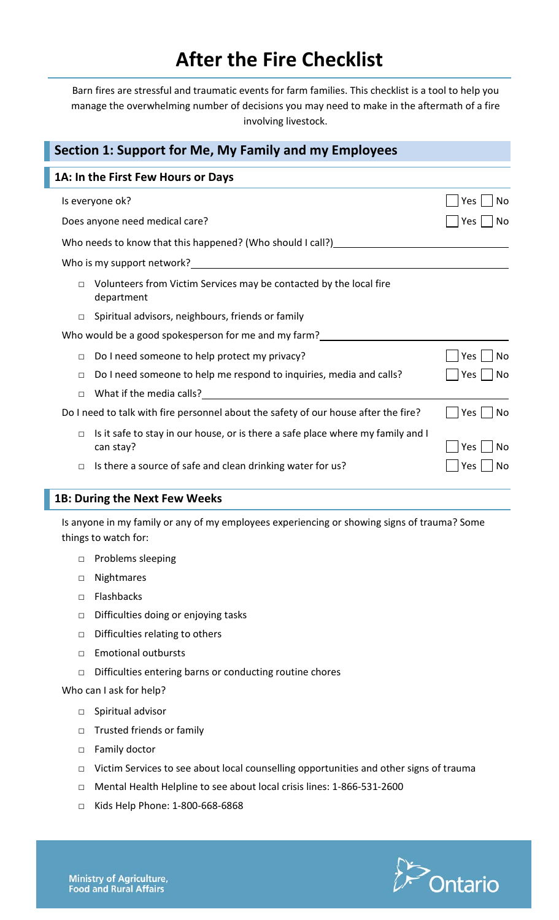# After the Fire Checklist

Barn fires are stressful and traumatic events for farm families. This checklist is a tool to help you manage the overwhelming number of decisions you may need to make in the aftermath of a fire involving livestock.

## Section 1: Support for Me, My Family and my Employees

### 1A: In the First Few Hours or Days

Is everyone ok? ☐ Yes ☐ No

Does anyone need medical care? ☐ Yes ☐ No

Who needs to know that this happened? (Who should I call?) ____________________

Who is my support network? ____________________

- ☐ Volunteers from Victim Services may be contacted by the local fire department
- ☐ Spiritual advisors, neighbours, friends or family

Who would be a good spokesperson for me and my farm? ____________________

- ☐ Do I need someone to help protect my privacy? ☐ Yes ☐ No
- ☐ Do I need someone to help me respond to inquiries, media and calls? ☐ Yes ☐ No
- ☐ What if the media calls? ____________________

Do I need to talk with fire personnel about the safety of our house after the fire? ☐ Yes ☐ No

- ☐ Is it safe to stay in our house, or is there a safe place where my family and I can stay? ☐ Yes ☐ No
- ☐ Is there a source of safe and clean drinking water for us? ☐ Yes ☐ No

### 1B: During the Next Few Weeks

Is anyone in my family or any of my employees experiencing or showing signs of trauma? Some things to watch for:

- ☐ Problems sleeping
- ☐ Nightmares
- ☐ Flashbacks
- ☐ Difficulties doing or enjoying tasks
- ☐ Difficulties relating to others
- ☐ Emotional outbursts
- ☐ Difficulties entering barns or conducting routine chores

Who can I ask for help?

- ☐ Spiritual advisor
- ☐ Trusted friends or family
- ☐ Family doctor
- ☐ Victim Services to see about local counselling opportunities and other signs of trauma
- ☐ Mental Health Helpline to see about local crisis lines: 1-866-531-2600
- ☐ Kids Help Phone: 1-800-668-6868

Ministry of Agriculture, Food and Rural Affairs

Ontario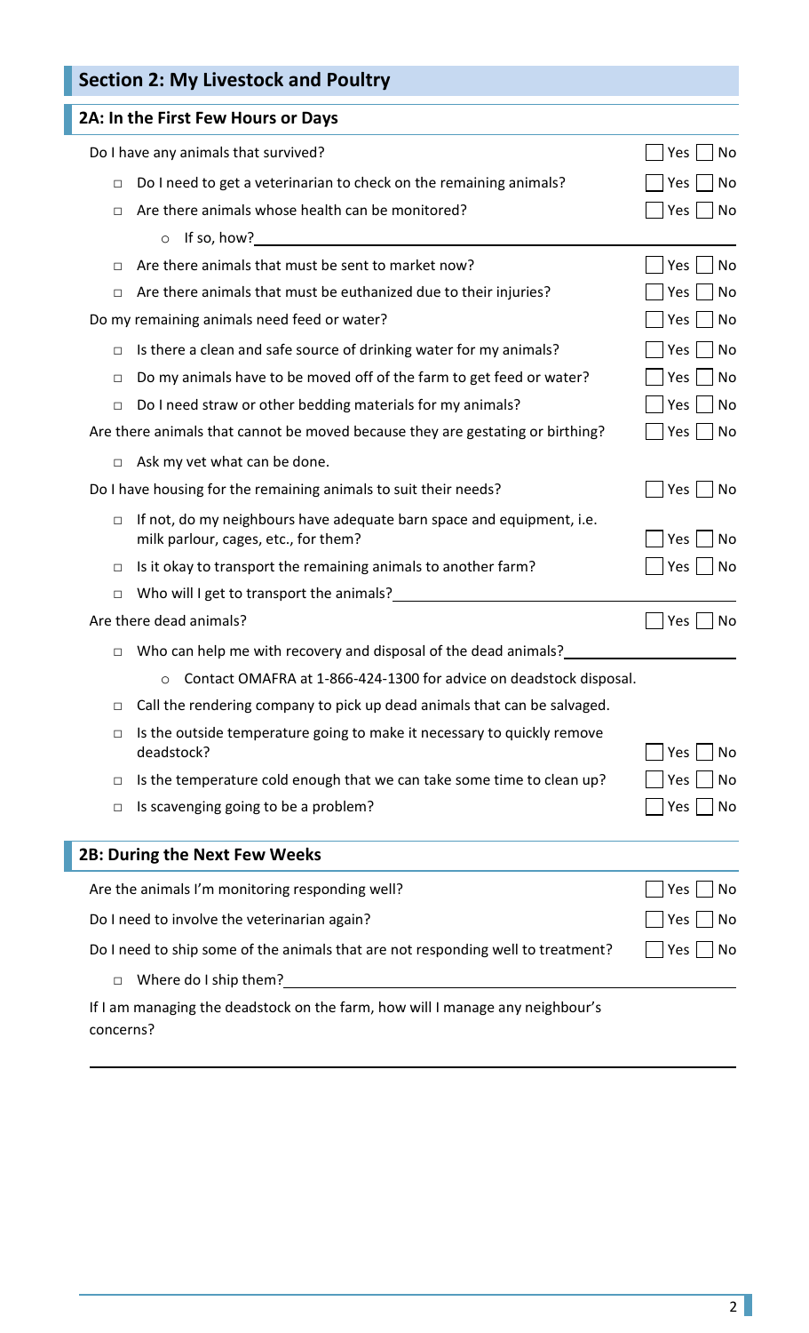## Section 2: My Livestock and Poultry

### 2A: In the First Few Hours or Days

Do I have any animals that survived? ☐ Yes ☐ No

- ☐ Do I need to get a veterinarian to check on the remaining animals? ☐ Yes ☐ No
- ☐ Are there animals whose health can be monitored? ☐ Yes ☐ No
  - If so, how? ______________________________
- ☐ Are there animals that must be sent to market now? ☐ Yes ☐ No
- ☐ Are there animals that must be euthanized due to their injuries? ☐ Yes ☐ No

Do my remaining animals need feed or water? ☐ Yes ☐ No

- ☐ Is there a clean and safe source of drinking water for my animals? ☐ Yes ☐ No
- ☐ Do my animals have to be moved off of the farm to get feed or water? ☐ Yes ☐ No
- ☐ Do I need straw or other bedding materials for my animals? ☐ Yes ☐ No

Are there animals that cannot be moved because they are gestating or birthing? ☐ Yes ☐ No

- ☐ Ask my vet what can be done.

Do I have housing for the remaining animals to suit their needs? ☐ Yes ☐ No

- ☐ If not, do my neighbours have adequate barn space and equipment, i.e. milk parlour, cages, etc., for them? ☐ Yes ☐ No
- ☐ Is it okay to transport the remaining animals to another farm? ☐ Yes ☐ No
- ☐ Who will I get to transport the animals? ______________________________

Are there dead animals? ☐ Yes ☐ No

- ☐ Who can help me with recovery and disposal of the dead animals? ______________________________
  - Contact OMAFRA at 1-866-424-1300 for advice on deadstock disposal.
- ☐ Call the rendering company to pick up dead animals that can be salvaged.
- ☐ Is the outside temperature going to make it necessary to quickly remove deadstock? ☐ Yes ☐ No
- ☐ Is the temperature cold enough that we can take some time to clean up? ☐ Yes ☐ No
- ☐ Is scavenging going to be a problem? ☐ Yes ☐ No

### 2B: During the Next Few Weeks

Are the animals I'm monitoring responding well? ☐ Yes ☐ No

Do I need to involve the veterinarian again? ☐ Yes ☐ No

Do I need to ship some of the animals that are not responding well to treatment? ☐ Yes ☐ No

- ☐ Where do I ship them? ______________________________

If I am managing the deadstock on the farm, how will I manage any neighbour's concerns?

______________________________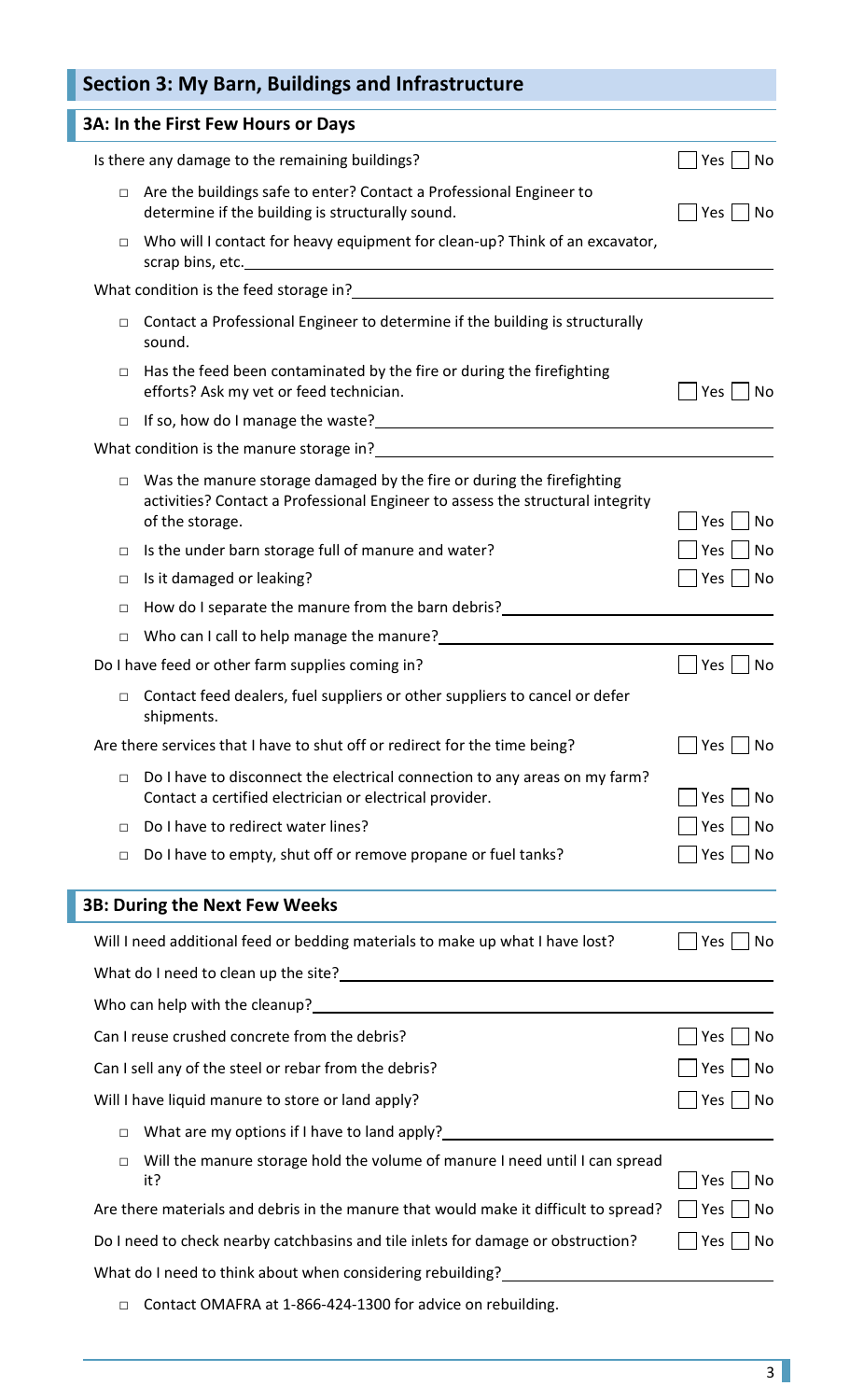## Section 3: My Barn, Buildings and Infrastructure

### 3A: In the First Few Hours or Days

Is there any damage to the remaining buildings? ☐ Yes ☐ No

- ☐ Are the buildings safe to enter? Contact a Professional Engineer to determine if the building is structurally sound. ☐ Yes ☐ No
- ☐ Who will I contact for heavy equipment for clean-up? Think of an excavator, scrap bins, etc.\_\_\_\_\_\_\_\_\_\_\_\_\_\_\_\_\_\_\_\_

What condition is the feed storage in?\_\_\_\_\_\_\_\_\_\_\_\_\_\_\_\_\_\_\_\_

- ☐ Contact a Professional Engineer to determine if the building is structurally sound.
- ☐ Has the feed been contaminated by the fire or during the firefighting efforts? Ask my vet or feed technician. ☐ Yes ☐ No
- ☐ If so, how do I manage the waste?\_\_\_\_\_\_\_\_\_\_\_\_\_\_\_\_\_\_\_\_

What condition is the manure storage in?\_\_\_\_\_\_\_\_\_\_\_\_\_\_\_\_\_\_\_\_

- ☐ Was the manure storage damaged by the fire or during the firefighting activities? Contact a Professional Engineer to assess the structural integrity of the storage. ☐ Yes ☐ No
- ☐ Is the under barn storage full of manure and water? ☐ Yes ☐ No
- ☐ Is it damaged or leaking? ☐ Yes ☐ No
- ☐ How do I separate the manure from the barn debris?\_\_\_\_\_\_\_\_\_\_\_\_\_\_\_\_\_\_\_\_
- ☐ Who can I call to help manage the manure?\_\_\_\_\_\_\_\_\_\_\_\_\_\_\_\_\_\_\_\_

Do I have feed or other farm supplies coming in? ☐ Yes ☐ No

- ☐ Contact feed dealers, fuel suppliers or other suppliers to cancel or defer shipments.

Are there services that I have to shut off or redirect for the time being? ☐ Yes ☐ No

- ☐ Do I have to disconnect the electrical connection to any areas on my farm? Contact a certified electrician or electrical provider. ☐ Yes ☐ No
- ☐ Do I have to redirect water lines? ☐ Yes ☐ No
- ☐ Do I have to empty, shut off or remove propane or fuel tanks? ☐ Yes ☐ No

### 3B: During the Next Few Weeks

Will I need additional feed or bedding materials to make up what I have lost? ☐ Yes ☐ No

What do I need to clean up the site?\_\_\_\_\_\_\_\_\_\_\_\_\_\_\_\_\_\_\_\_

Who can help with the cleanup?\_\_\_\_\_\_\_\_\_\_\_\_\_\_\_\_\_\_\_\_

Can I reuse crushed concrete from the debris? ☐ Yes ☐ No

Can I sell any of the steel or rebar from the debris? ☐ Yes ☐ No

Will I have liquid manure to store or land apply? ☐ Yes ☐ No

- ☐ What are my options if I have to land apply?\_\_\_\_\_\_\_\_\_\_\_\_\_\_\_\_\_\_\_\_
- ☐ Will the manure storage hold the volume of manure I need until I can spread it? ☐ Yes ☐ No

Are there materials and debris in the manure that would make it difficult to spread? ☐ Yes ☐ No

Do I need to check nearby catchbasins and tile inlets for damage or obstruction? ☐ Yes ☐ No

What do I need to think about when considering rebuilding?\_\_\_\_\_\_\_\_\_\_\_\_\_\_\_\_\_\_\_\_

- ☐ Contact OMAFRA at 1-866-424-1300 for advice on rebuilding.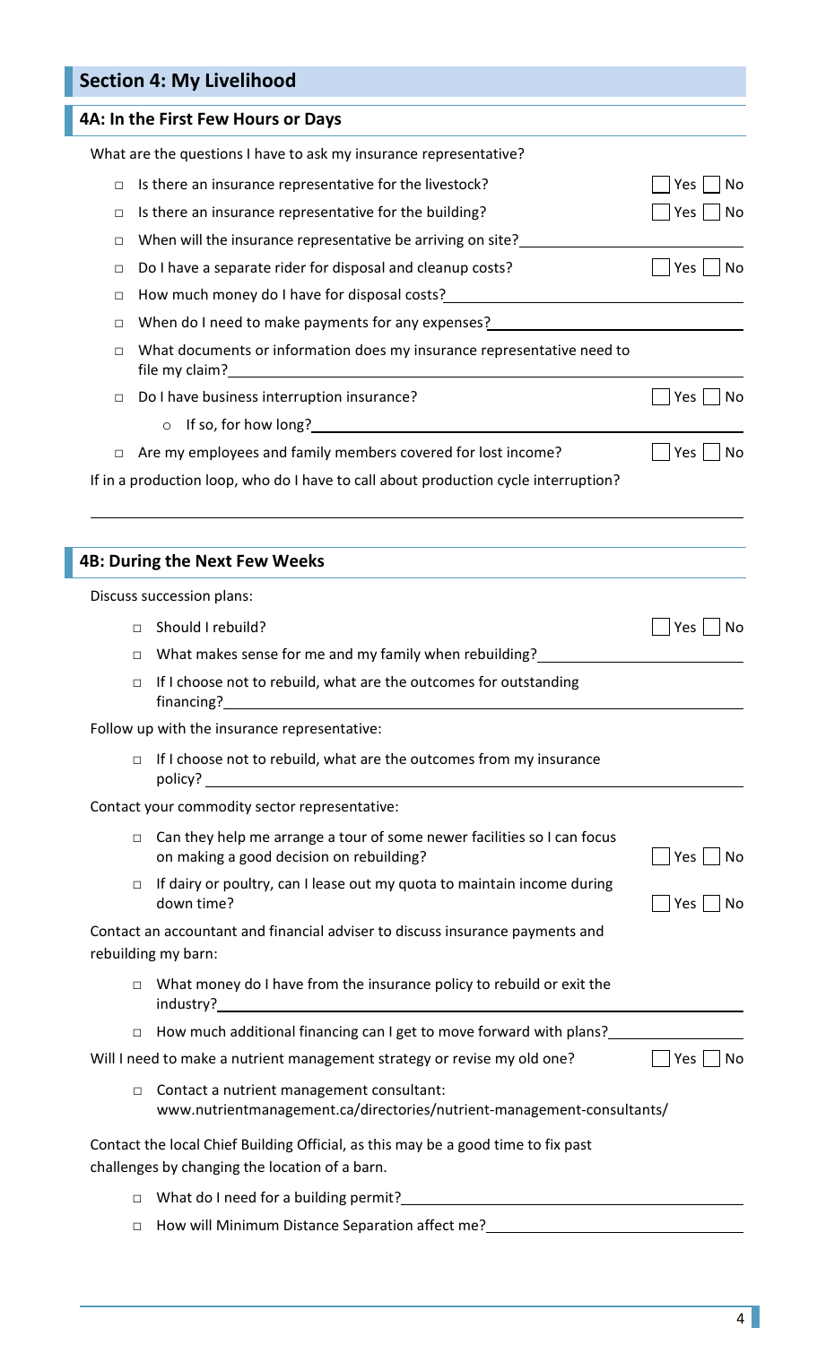## Section 4: My Livelihood

### 4A: In the First Few Hours or Days

What are the questions I have to ask my insurance representative?

- ☐ Is there an insurance representative for the livestock? ☐ Yes ☐ No
- ☐ Is there an insurance representative for the building? ☐ Yes ☐ No
- ☐ When will the insurance representative be arriving on site? \_\_\_\_\_\_\_\_\_\_\_\_\_\_\_\_
- ☐ Do I have a separate rider for disposal and cleanup costs? ☐ Yes ☐ No
- ☐ How much money do I have for disposal costs? \_\_\_\_\_\_\_\_\_\_\_\_\_\_\_\_
- ☐ When do I need to make payments for any expenses? \_\_\_\_\_\_\_\_\_\_\_\_\_\_\_\_
- ☐ What documents or information does my insurance representative need to file my claim? \_\_\_\_\_\_\_\_\_\_\_\_\_\_\_\_
- ☐ Do I have business interruption insurance? ☐ Yes ☐ No
  - If so, for how long? \_\_\_\_\_\_\_\_\_\_\_\_\_\_\_\_
- ☐ Are my employees and family members covered for lost income? ☐ Yes ☐ No

If in a production loop, who do I have to call about production cycle interruption?

\_\_\_\_\_\_\_\_\_\_\_\_\_\_\_\_\_\_\_\_\_\_\_\_\_\_\_\_\_\_\_\_

### 4B: During the Next Few Weeks

Discuss succession plans:

- ☐ Should I rebuild? ☐ Yes ☐ No
- ☐ What makes sense for me and my family when rebuilding? \_\_\_\_\_\_\_\_\_\_\_\_\_\_\_\_
- ☐ If I choose not to rebuild, what are the outcomes for outstanding financing? \_\_\_\_\_\_\_\_\_\_\_\_\_\_\_\_

Follow up with the insurance representative:

- ☐ If I choose not to rebuild, what are the outcomes from my insurance policy? \_\_\_\_\_\_\_\_\_\_\_\_\_\_\_\_

Contact your commodity sector representative:

- ☐ Can they help me arrange a tour of some newer facilities so I can focus on making a good decision on rebuilding? ☐ Yes ☐ No
- ☐ If dairy or poultry, can I lease out my quota to maintain income during down time? ☐ Yes ☐ No

Contact an accountant and financial adviser to discuss insurance payments and rebuilding my barn:

- ☐ What money do I have from the insurance policy to rebuild or exit the industry? \_\_\_\_\_\_\_\_\_\_\_\_\_\_\_\_
- ☐ How much additional financing can I get to move forward with plans? \_\_\_\_\_\_\_\_\_\_\_\_\_\_\_\_

Will I need to make a nutrient management strategy or revise my old one? ☐ Yes ☐ No

- ☐ Contact a nutrient management consultant: www.nutrientmanagement.ca/directories/nutrient-management-consultants/

Contact the local Chief Building Official, as this may be a good time to fix past challenges by changing the location of a barn.

- ☐ What do I need for a building permit? \_\_\_\_\_\_\_\_\_\_\_\_\_\_\_\_
- ☐ How will Minimum Distance Separation affect me? \_\_\_\_\_\_\_\_\_\_\_\_\_\_\_\_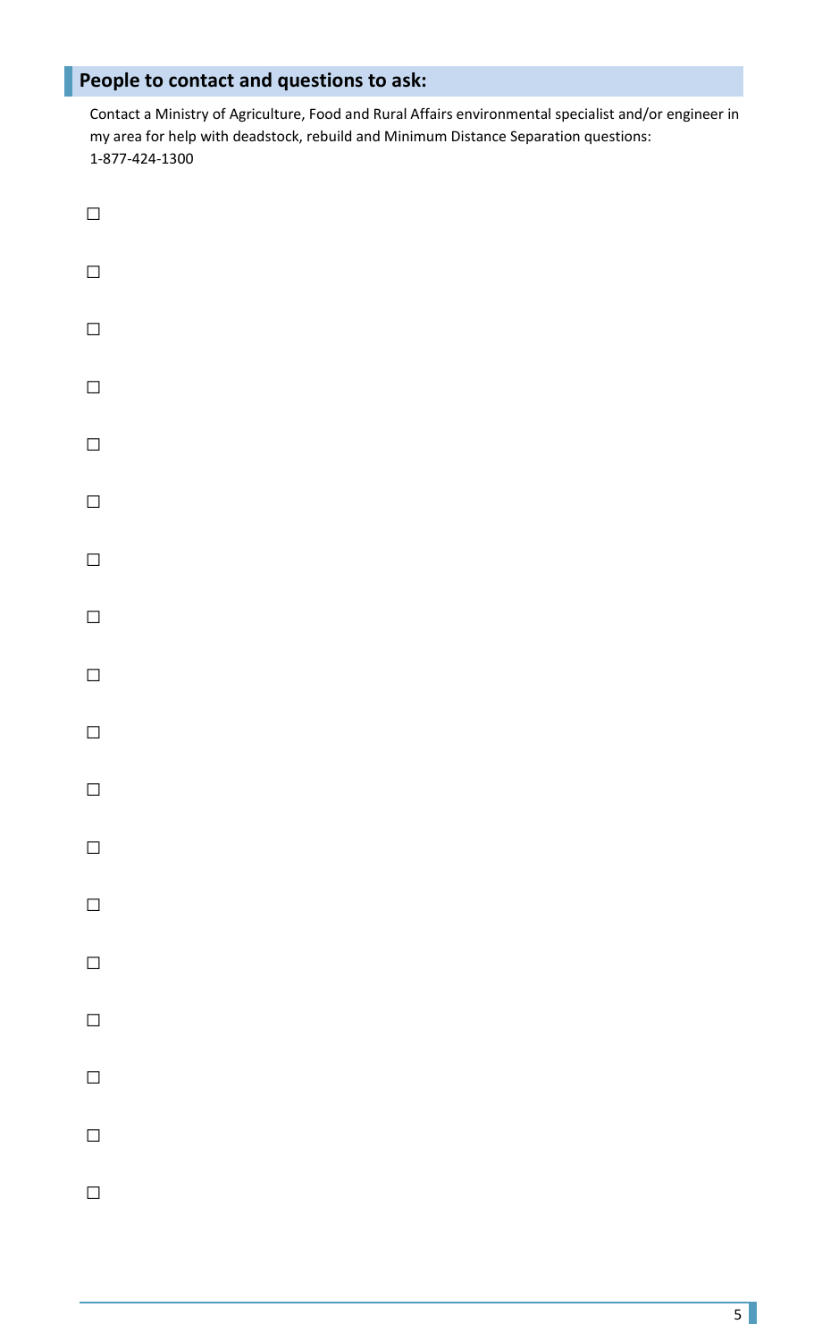## People to contact and questions to ask:

Contact a Ministry of Agriculture, Food and Rural Affairs environmental specialist and/or engineer in my area for help with deadstock, rebuild and Minimum Distance Separation questions: 1-877-424-1300

- ☐
- ☐
- ☐
- ☐
- ☐
- ☐
- ☐
- ☐
- ☐
- ☐
- ☐
- ☐
- ☐
- ☐
- ☐
- ☐
- ☐
- ☐